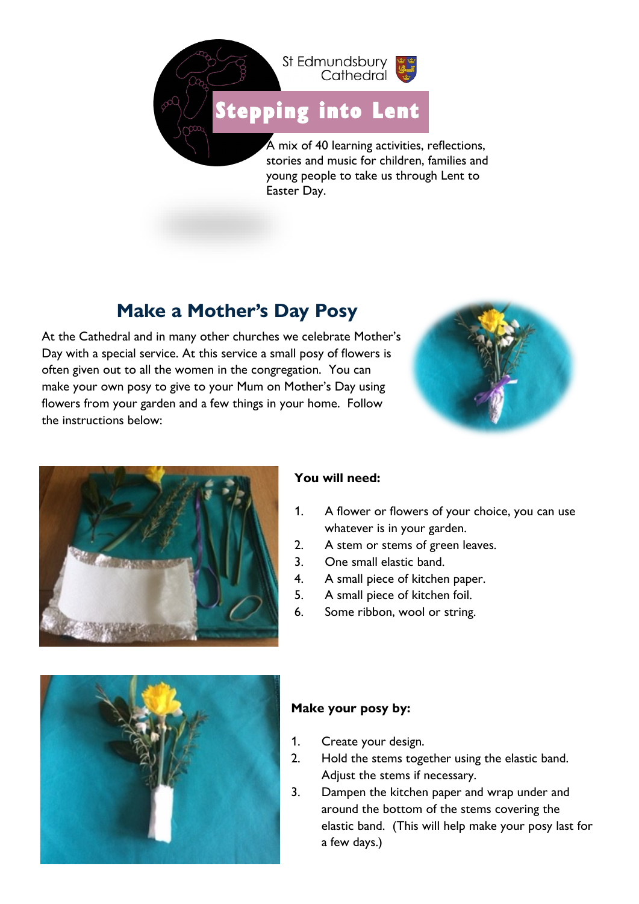St Edmundsbury Cathedral

# Stepping into Lent

A mix of 40 learning activities, reflections, stories and music for children, families and young people to take us through Lent to Easter Day.

## Make a Mother's Day Posy

At the Cathedral and in many other churches we celebrate Mother's Day with a special service. At this service a small posy of flowers is often given out to all the women in the congregation. You can make your own posy to give to your Mum on Mother's Day using flowers from your garden and a few things in your home. Follow the instructions below:

**You will need:**

1. A flower or flowers of your choice, you can use whatever is in your garden.
2. A stem or stems of green leaves.
3. One small elastic band.
4. A small piece of kitchen paper.
5. A small piece of kitchen foil.
6. Some ribbon, wool or string.

**Make your posy by:**

1. Create your design.
2. Hold the stems together using the elastic band. Adjust the stems if necessary.
3. Dampen the kitchen paper and wrap under and around the bottom of the stems covering the elastic band. (This will help make your posy last for a few days.)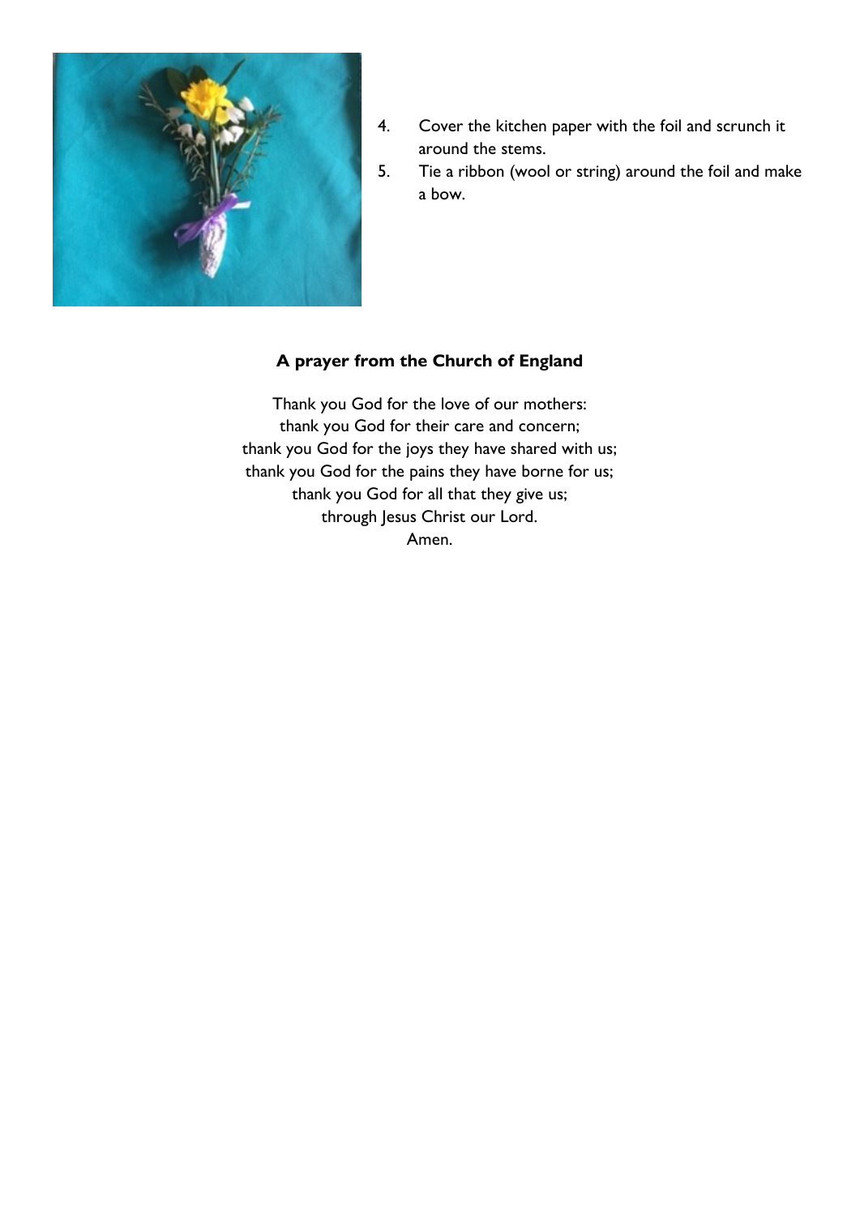4. Cover the kitchen paper with the foil and scrunch it around the stems.
5. Tie a ribbon (wool or string) around the foil and make a bow.

**A prayer from the Church of England**

Thank you God for the love of our mothers:
thank you God for their care and concern;
thank you God for the joys they have shared with us;
thank you God for the pains they have borne for us;
thank you God for all that they give us;
through Jesus Christ our Lord.
Amen.